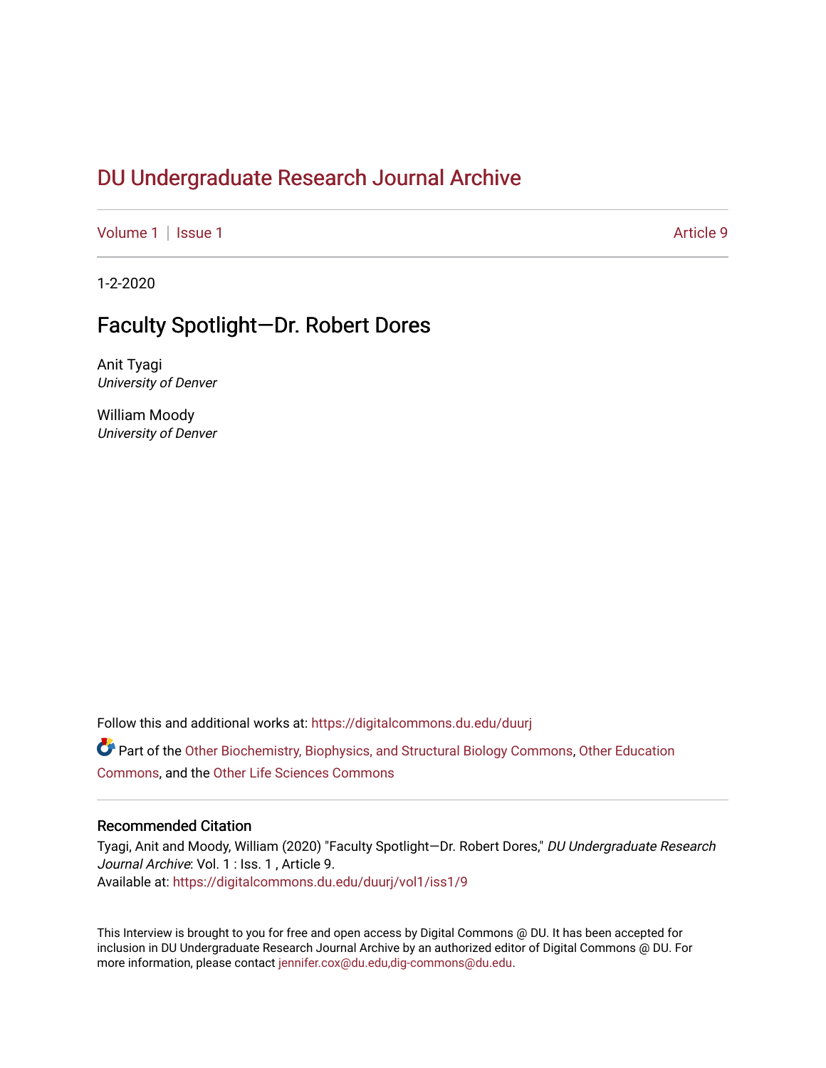# DU Undergraduate Research Journal Archive

Volume 1 | Issue 1 Article 9

1-2-2020

## Faculty Spotlight—Dr. Robert Dores

Anit Tyagi
*University of Denver*

William Moody
*University of Denver*

Follow this and additional works at: https://digitalcommons.du.edu/duurj

Part of the Other Biochemistry, Biophysics, and Structural Biology Commons, Other Education Commons, and the Other Life Sciences Commons

### Recommended Citation

Tyagi, Anit and Moody, William (2020) "Faculty Spotlight—Dr. Robert Dores," *DU Undergraduate Research Journal Archive*: Vol. 1 : Iss. 1 , Article 9.
Available at: https://digitalcommons.du.edu/duurj/vol1/iss1/9

This Interview is brought to you for free and open access by Digital Commons @ DU. It has been accepted for inclusion in DU Undergraduate Research Journal Archive by an authorized editor of Digital Commons @ DU. For more information, please contact jennifer.cox@du.edu,dig-commons@du.edu.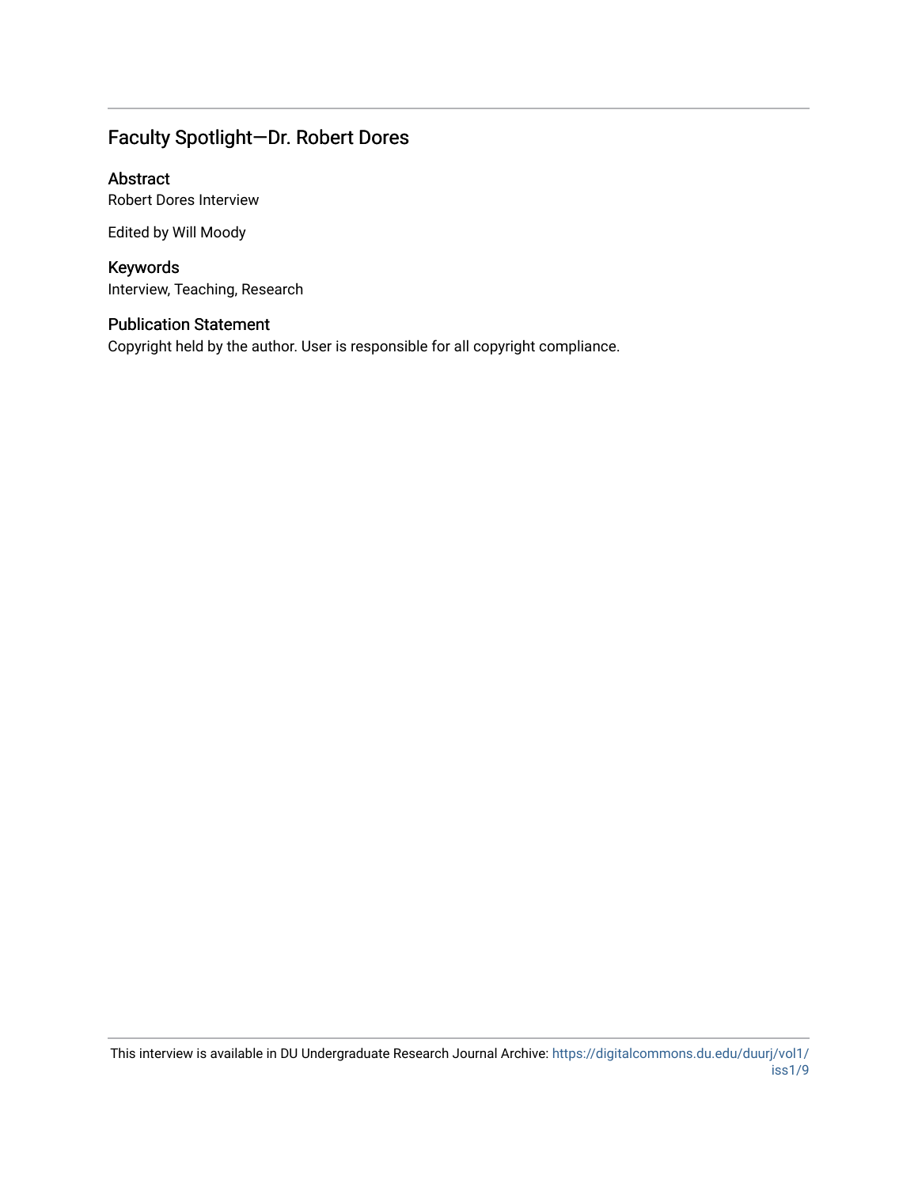## Faculty Spotlight—Dr. Robert Dores

### Abstract

Robert Dores Interview

Edited by Will Moody

### Keywords

Interview, Teaching, Research

### Publication Statement

Copyright held by the author. User is responsible for all copyright compliance.

This interview is available in DU Undergraduate Research Journal Archive: https://digitalcommons.du.edu/duurj/vol1/iss1/9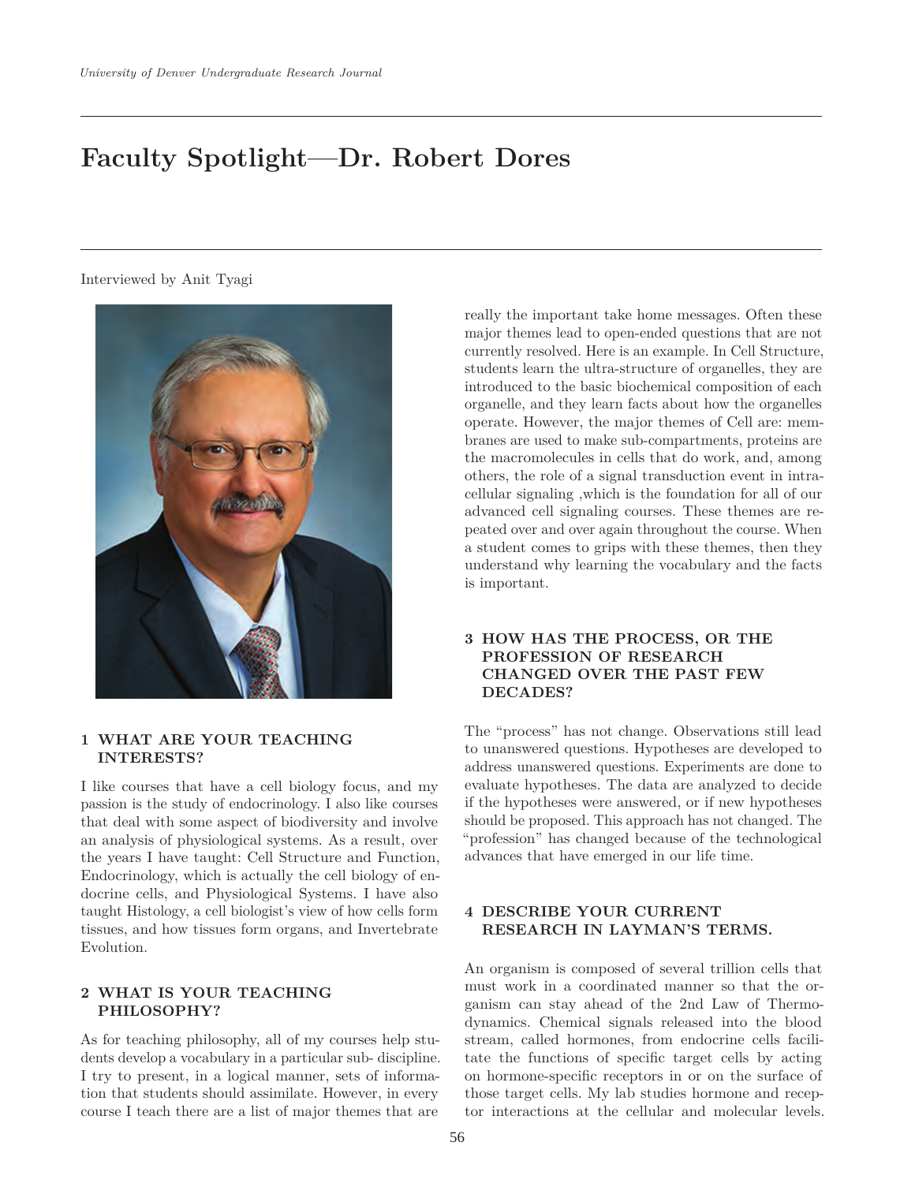# Faculty Spotlight—Dr. Robert Dores

Interviewed by Anit Tyagi

## 1 WHAT ARE YOUR TEACHING INTERESTS?

I like courses that have a cell biology focus, and my passion is the study of endocrinology. I also like courses that deal with some aspect of biodiversity and involve an analysis of physiological systems. As a result, over the years I have taught: Cell Structure and Function, Endocrinology, which is actually the cell biology of endocrine cells, and Physiological Systems. I have also taught Histology, a cell biologist's view of how cells form tissues, and how tissues form organs, and Invertebrate Evolution.

## 2 WHAT IS YOUR TEACHING PHILOSOPHY?

As for teaching philosophy, all of my courses help students develop a vocabulary in a particular sub- discipline. I try to present, in a logical manner, sets of information that students should assimilate. However, in every course I teach there are a list of major themes that are really the important take home messages. Often these major themes lead to open-ended questions that are not currently resolved. Here is an example. In Cell Structure, students learn the ultra-structure of organelles, they are introduced to the basic biochemical composition of each organelle, and they learn facts about how the organelles operate. However, the major themes of Cell are: membranes are used to make sub-compartments, proteins are the macromolecules in cells that do work, and, among others, the role of a signal transduction event in intracellular signaling ,which is the foundation for all of our advanced cell signaling courses. These themes are repeated over and over again throughout the course. When a student comes to grips with these themes, then they understand why learning the vocabulary and the facts is important.

## 3 HOW HAS THE PROCESS, OR THE PROFESSION OF RESEARCH CHANGED OVER THE PAST FEW DECADES?

The "process" has not change. Observations still lead to unanswered questions. Hypotheses are developed to address unanswered questions. Experiments are done to evaluate hypotheses. The data are analyzed to decide if the hypotheses were answered, or if new hypotheses should be proposed. This approach has not changed. The "profession" has changed because of the technological advances that have emerged in our life time.

## 4 DESCRIBE YOUR CURRENT RESEARCH IN LAYMAN'S TERMS.

An organism is composed of several trillion cells that must work in a coordinated manner so that the organism can stay ahead of the 2nd Law of Thermodynamics. Chemical signals released into the blood stream, called hormones, from endocrine cells facilitate the functions of specific target cells by acting on hormone-specific receptors in or on the surface of those target cells. My lab studies hormone and receptor interactions at the cellular and molecular levels.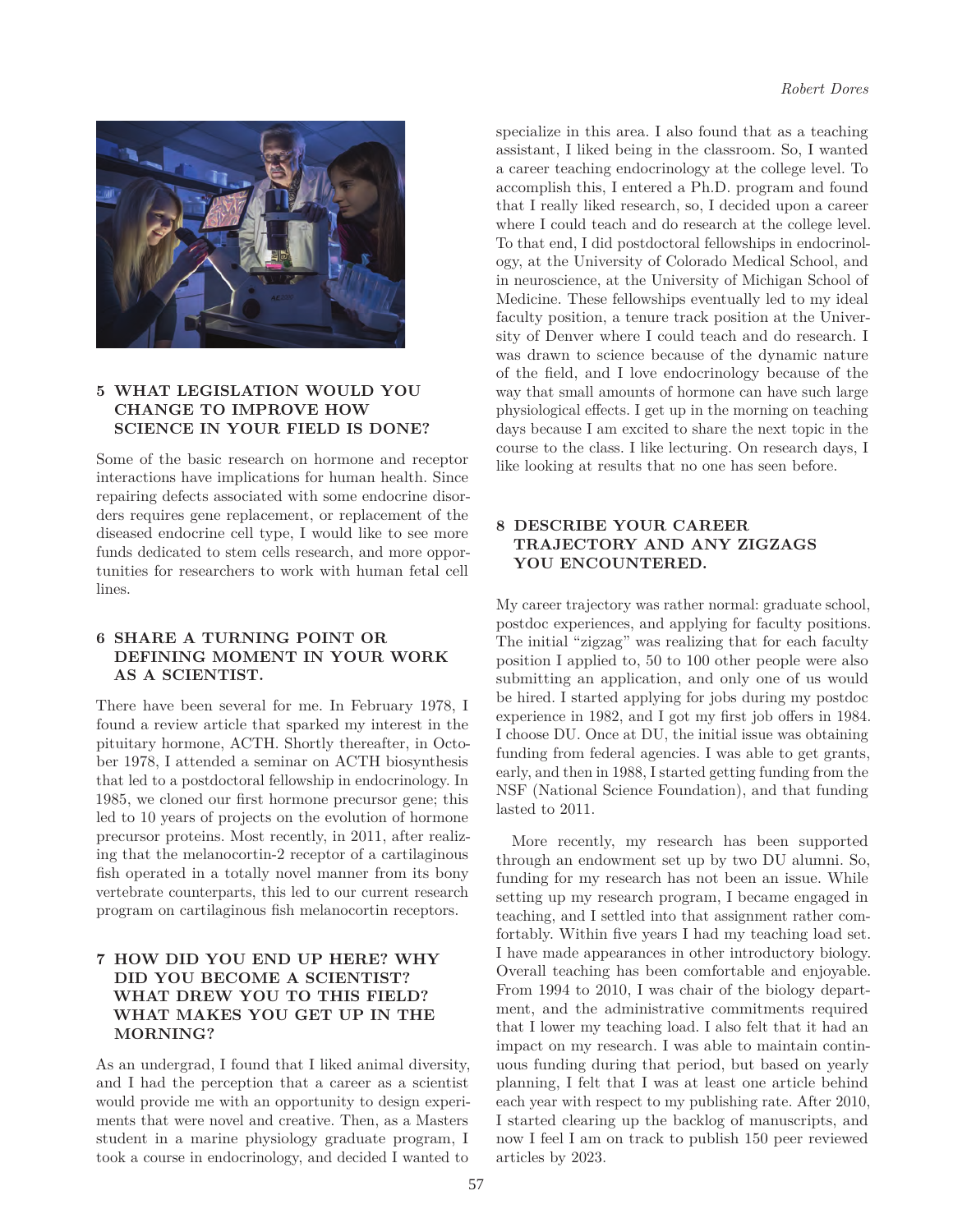## 5 WHAT LEGISLATION WOULD YOU CHANGE TO IMPROVE HOW SCIENCE IN YOUR FIELD IS DONE?

Some of the basic research on hormone and receptor interactions have implications for human health. Since repairing defects associated with some endocrine disorders requires gene replacement, or replacement of the diseased endocrine cell type, I would like to see more funds dedicated to stem cells research, and more opportunities for researchers to work with human fetal cell lines.

## 6 SHARE A TURNING POINT OR DEFINING MOMENT IN YOUR WORK AS A SCIENTIST.

There have been several for me. In February 1978, I found a review article that sparked my interest in the pituitary hormone, ACTH. Shortly thereafter, in October 1978, I attended a seminar on ACTH biosynthesis that led to a postdoctoral fellowship in endocrinology. In 1985, we cloned our first hormone precursor gene; this led to 10 years of projects on the evolution of hormone precursor proteins. Most recently, in 2011, after realizing that the melanocortin-2 receptor of a cartilaginous fish operated in a totally novel manner from its bony vertebrate counterparts, this led to our current research program on cartilaginous fish melanocortin receptors.

## 7 HOW DID YOU END UP HERE? WHY DID YOU BECOME A SCIENTIST? WHAT DREW YOU TO THIS FIELD? WHAT MAKES YOU GET UP IN THE MORNING?

As an undergrad, I found that I liked animal diversity, and I had the perception that a career as a scientist would provide me with an opportunity to design experiments that were novel and creative. Then, as a Masters student in a marine physiology graduate program, I took a course in endocrinology, and decided I wanted to specialize in this area. I also found that as a teaching assistant, I liked being in the classroom. So, I wanted a career teaching endocrinology at the college level. To accomplish this, I entered a Ph.D. program and found that I really liked research, so, I decided upon a career where I could teach and do research at the college level. To that end, I did postdoctoral fellowships in endocrinology, at the University of Colorado Medical School, and in neuroscience, at the University of Michigan School of Medicine. These fellowships eventually led to my ideal faculty position, a tenure track position at the University of Denver where I could teach and do research. I was drawn to science because of the dynamic nature of the field, and I love endocrinology because of the way that small amounts of hormone can have such large physiological effects. I get up in the morning on teaching days because I am excited to share the next topic in the course to the class. I like lecturing. On research days, I like looking at results that no one has seen before.

## 8 DESCRIBE YOUR CAREER TRAJECTORY AND ANY ZIGZAGS YOU ENCOUNTERED.

My career trajectory was rather normal: graduate school, postdoc experiences, and applying for faculty positions. The initial "zigzag" was realizing that for each faculty position I applied to, 50 to 100 other people were also submitting an application, and only one of us would be hired. I started applying for jobs during my postdoc experience in 1982, and I got my first job offers in 1984. I choose DU. Once at DU, the initial issue was obtaining funding from federal agencies. I was able to get grants, early, and then in 1988, I started getting funding from the NSF (National Science Foundation), and that funding lasted to 2011.

More recently, my research has been supported through an endowment set up by two DU alumni. So, funding for my research has not been an issue. While setting up my research program, I became engaged in teaching, and I settled into that assignment rather comfortably. Within five years I had my teaching load set. I have made appearances in other introductory biology. Overall teaching has been comfortable and enjoyable. From 1994 to 2010, I was chair of the biology department, and the administrative commitments required that I lower my teaching load. I also felt that it had an impact on my research. I was able to maintain continuous funding during that period, but based on yearly planning, I felt that I was at least one article behind each year with respect to my publishing rate. After 2010, I started clearing up the backlog of manuscripts, and now I feel I am on track to publish 150 peer reviewed articles by 2023.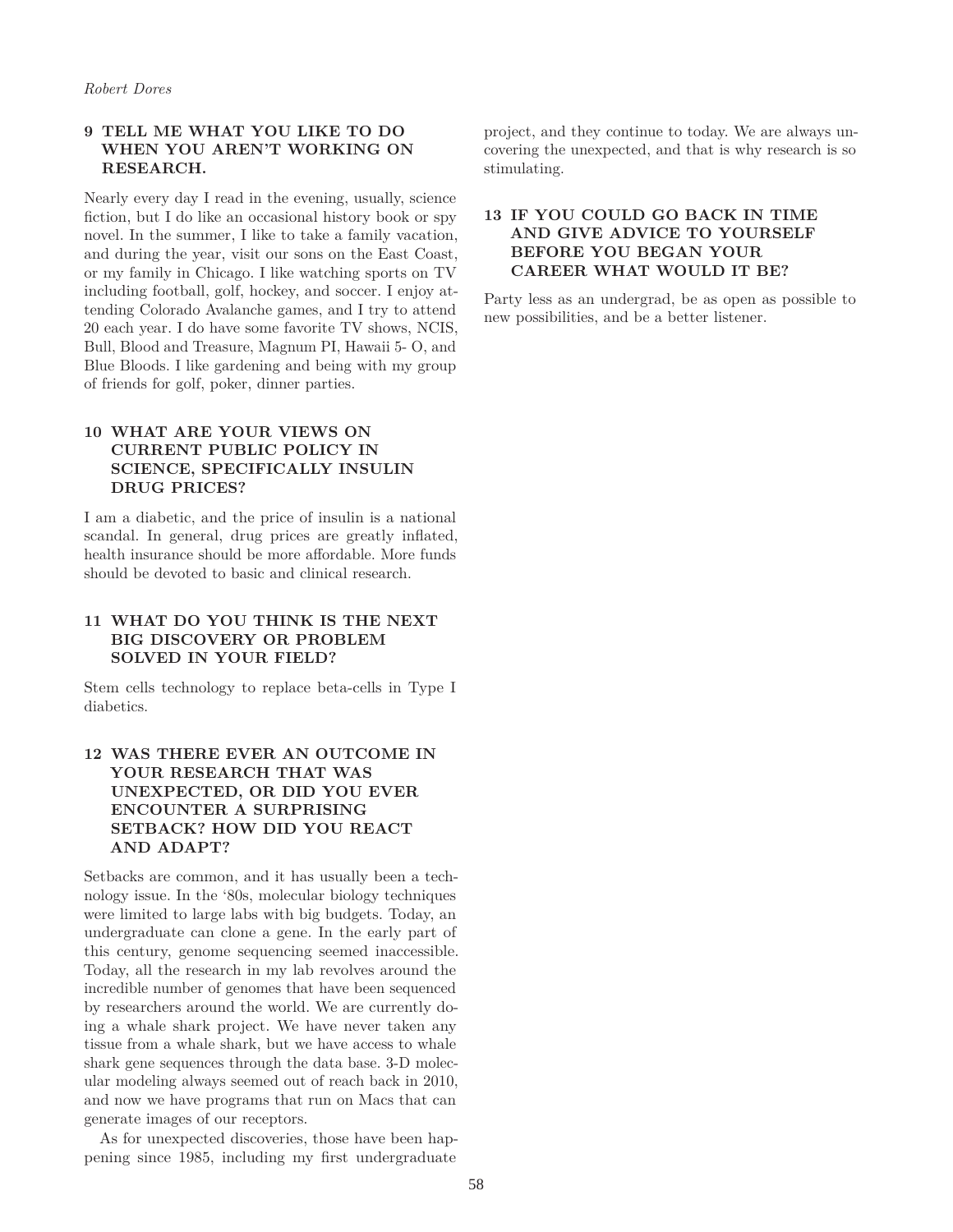## 9 TELL ME WHAT YOU LIKE TO DO WHEN YOU AREN'T WORKING ON RESEARCH.

Nearly every day I read in the evening, usually, science fiction, but I do like an occasional history book or spy novel. In the summer, I like to take a family vacation, and during the year, visit our sons on the East Coast, or my family in Chicago. I like watching sports on TV including football, golf, hockey, and soccer. I enjoy attending Colorado Avalanche games, and I try to attend 20 each year. I do have some favorite TV shows, NCIS, Bull, Blood and Treasure, Magnum PI, Hawaii 5- O, and Blue Bloods. I like gardening and being with my group of friends for golf, poker, dinner parties.

## 10 WHAT ARE YOUR VIEWS ON CURRENT PUBLIC POLICY IN SCIENCE, SPECIFICALLY INSULIN DRUG PRICES?

I am a diabetic, and the price of insulin is a national scandal. In general, drug prices are greatly inflated, health insurance should be more affordable. More funds should be devoted to basic and clinical research.

## 11 WHAT DO YOU THINK IS THE NEXT BIG DISCOVERY OR PROBLEM SOLVED IN YOUR FIELD?

Stem cells technology to replace beta-cells in Type I diabetics.

## 12 WAS THERE EVER AN OUTCOME IN YOUR RESEARCH THAT WAS UNEXPECTED, OR DID YOU EVER ENCOUNTER A SURPRISING SETBACK? HOW DID YOU REACT AND ADAPT?

Setbacks are common, and it has usually been a technology issue. In the '80s, molecular biology techniques were limited to large labs with big budgets. Today, an undergraduate can clone a gene. In the early part of this century, genome sequencing seemed inaccessible. Today, all the research in my lab revolves around the incredible number of genomes that have been sequenced by researchers around the world. We are currently doing a whale shark project. We have never taken any tissue from a whale shark, but we have access to whale shark gene sequences through the data base. 3-D molecular modeling always seemed out of reach back in 2010, and now we have programs that run on Macs that can generate images of our receptors.

As for unexpected discoveries, those have been happening since 1985, including my first undergraduate project, and they continue to today. We are always uncovering the unexpected, and that is why research is so stimulating.

## 13 IF YOU COULD GO BACK IN TIME AND GIVE ADVICE TO YOURSELF BEFORE YOU BEGAN YOUR CAREER WHAT WOULD IT BE?

Party less as an undergrad, be as open as possible to new possibilities, and be a better listener.